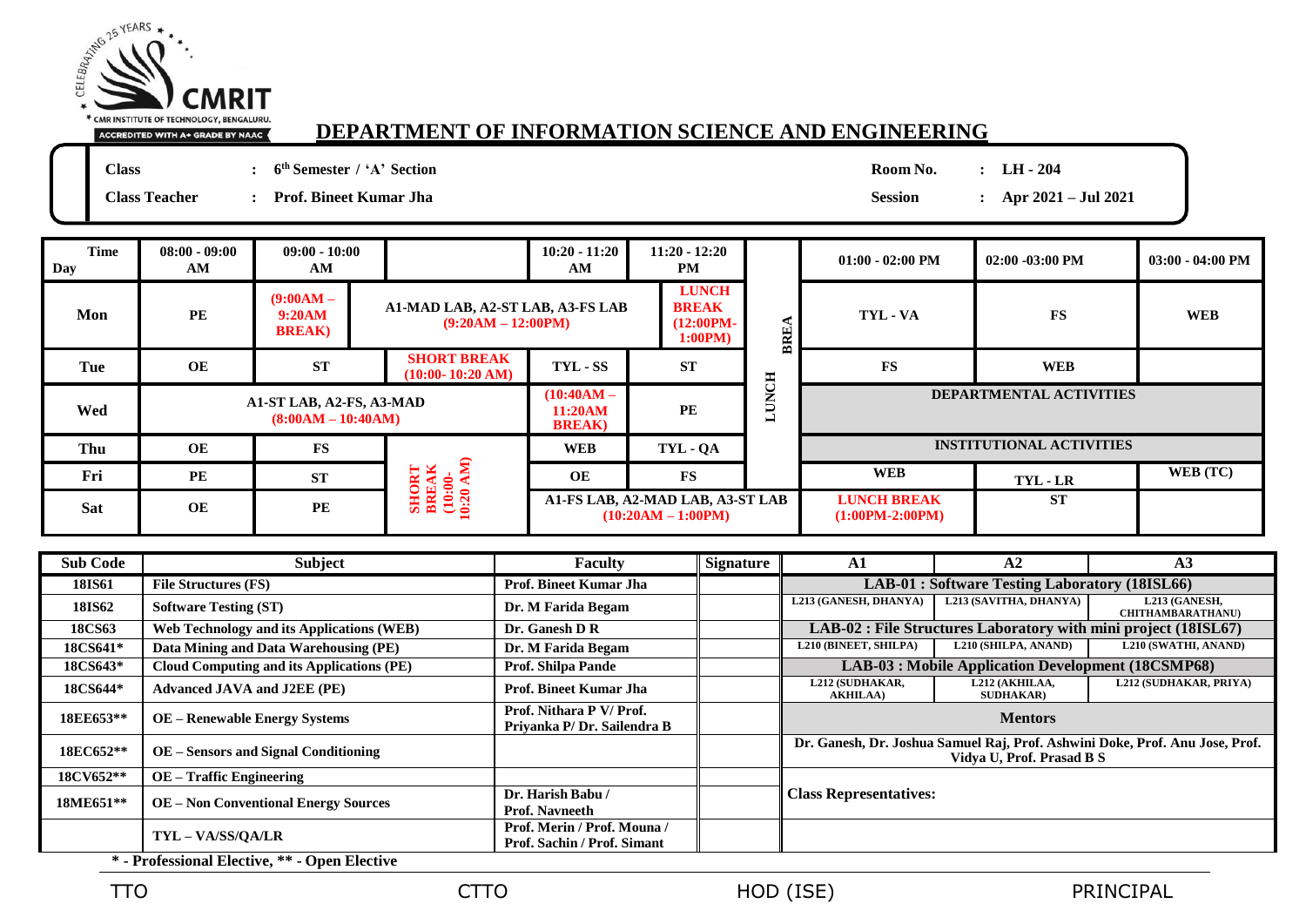CELEBRATING 25 YEARS

CMRIT

CMR INSTITUTE OF TECHNOLOGY, BENGALURU.

ACCREDITED WITH A+ GRADE BY NAAC

# DEPARTMENT OF INFORMATION SCIENCE AND ENGINEERING

**Class** : 6th Semester / 'A' Section

**Class Teacher** : Prof. Bineet Kumar Jha

**Room No.** : LH - 204

**Session** : Apr 2021 – Jul 2021

| Time / Day | 08:00 - 09:00 AM | 09:00 - 10:00 AM | | 10:20 - 11:20 AM | 11:20 - 12:20 PM | | 01:00 - 02:00 PM | 02:00 -03:00 PM | 03:00 - 04:00 PM |
|---|---|---|---|---|---|---|---|---|---|
| Mon | PE | (9:00AM – 9:20AM BREAK) | A1-MAD LAB, A2-ST LAB, A3-FS LAB (9:20AM – 12:00PM) | | LUNCH BREAK (12:00PM-1:00PM) | BREAK | TYL - VA | FS | WEB |
| Tue | OE | ST | SHORT BREAK (10:00- 10:20 AM) | TYL - SS | ST | LUNCH | FS | WEB | |
| Wed | A1-ST LAB, A2-FS, A3-MAD (8:00AM – 10:40AM) | | | (10:40AM – 11:20AM BREAK) | PE | | DEPARTMENTAL ACTIVITIES | | |
| Thu | OE | FS | SHORT BREAK (10:00-10:20 AM) | WEB | TYL - QA | | INSTITUTIONAL ACTIVITIES | | |
| Fri | PE | ST | | OE | FS | | WEB | TYL - LR | WEB (TC) |
| Sat | OE | PE | | A1-FS LAB, A2-MAD LAB, A3-ST LAB (10:20AM – 1:00PM) | | | LUNCH BREAK (1:00PM-2:00PM) | ST | |

| Sub Code | Subject | Faculty | Signature |
|---|---|---|---|
| 18IS61 | File Structures (FS) | Prof. Bineet Kumar Jha | |
| 18IS62 | Software Testing (ST) | Dr. M Farida Begam | |
| 18CS63 | Web Technology and its Applications (WEB) | Dr. Ganesh D R | |
| 18CS641* | Data Mining and Data Warehousing (PE) | Dr. M Farida Begam | |
| 18CS643* | Cloud Computing and its Applications (PE) | Prof. Shilpa Pande | |
| 18CS644* | Advanced JAVA and J2EE (PE) | Prof. Bineet Kumar Jha | |
| 18EE653** | OE – Renewable Energy Systems | Prof. Nithara P V/ Prof. Priyanka P/ Dr. Sailendra B | |
| 18EC652** | OE – Sensors and Signal Conditioning | | |
| 18CV652** | OE – Traffic Engineering | | |
| 18ME651** | OE – Non Conventional Energy Sources | Dr. Harish Babu / Prof. Navneeth | |
| | TYL – VA/SS/QA/LR | Prof. Merin / Prof. Mouna / Prof. Sachin / Prof. Simant | |

\* - Professional Elective, ** - Open Elective

| A1 | A2 | A3 |
|---|---|---|
| **LAB-01 : Software Testing Laboratory (18ISL66)** | | |
| L213 (GANESH, DHANYA) | L213 (SAVITHA, DHANYA) | L213 (GANESH, CHITHAMBARATHANU) |
| **LAB-02 : File Structures Laboratory with mini project (18ISL67)** | | |
| L210 (BINEET, SHILPA) | L210 (SHILPA, ANAND) | L210 (SWATHI, ANAND) |
| **LAB-03 : Mobile Application Development (18CSMP68)** | | |
| L212 (SUDHAKAR, AKHILAA) | L212 (AKHILAA, SUDHAKAR) | L212 (SUDHAKAR, PRIYA) |
| **Mentors** | | |
| Dr. Ganesh, Dr. Joshua Samuel Raj, Prof. Ashwini Doke, Prof. Anu Jose, Prof. Vidya U, Prof. Prasad B S | | |
| **Class Representatives:** | | |

TTO | CTTO | HOD (ISE) | PRINCIPAL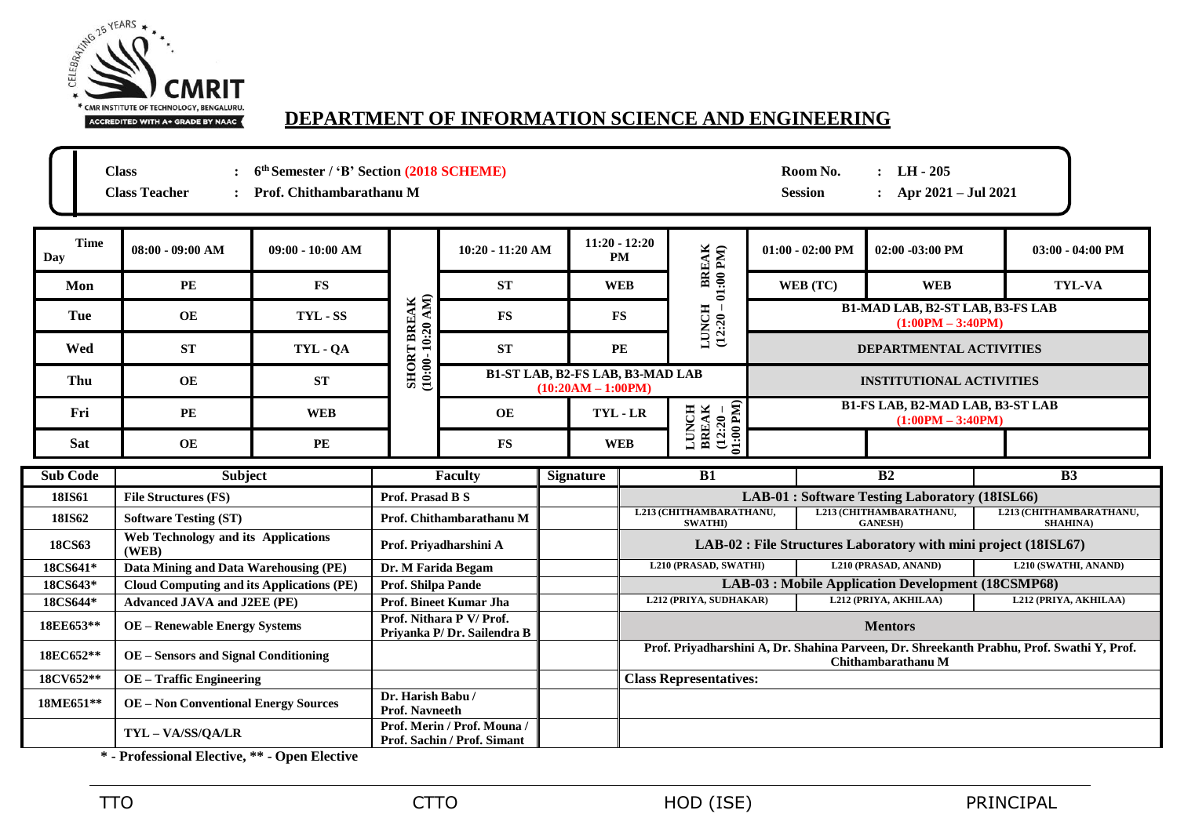CMRIT
CMR INSTITUTE OF TECHNOLOGY, BENGALURU.
ACCREDITED WITH A+ GRADE BY NAAC

# DEPARTMENT OF INFORMATION SCIENCE AND ENGINEERING

**Class** : 6th Semester / 'B' Section **(2018 SCHEME)**
**Class Teacher** : Prof. Chithambarathanu M
**Room No.** : LH - 205
**Session** : Apr 2021 – Jul 2021

| Day / Time | 08:00 - 09:00 AM | 09:00 - 10:00 AM | | 10:20 - 11:20 AM | 11:20 - 12:20 PM | | 01:00 - 02:00 PM | 02:00 -03:00 PM | 03:00 - 04:00 PM |
|---|---|---|---|---|---|---|---|---|---|
| Mon | PE | FS | SHORT BREAK (10:00- 10:20 AM) | ST | WEB | LUNCH BREAK (12:20 – 01:00 PM) | WEB (TC) | WEB | TYL-VA |
| Tue | OE | TYL - SS | | FS | FS | | B1-MAD LAB, B2-ST LAB, B3-FS LAB (1:00PM – 3:40PM) | | |
| Wed | ST | TYL - QA | | ST | PE | | DEPARTMENTAL ACTIVITIES | | |
| Thu | OE | ST | | B1-ST LAB, B2-FS LAB, B3-MAD LAB (10:20AM – 1:00PM) | | | INSTITUTIONAL ACTIVITIES | | |
| Fri | PE | WEB | | OE | TYL - LR | LUNCH BREAK (12:20 – 01:00 PM) | B1-FS LAB, B2-MAD LAB, B3-ST LAB (1:00PM – 3:40PM) | | |
| Sat | OE | PE | | FS | WEB | | | | |

| Sub Code | Subject | Faculty | Signature |
|---|---|---|---|
| 18IS61 | File Structures (FS) | Prof. Prasad B S | |
| 18IS62 | Software Testing (ST) | Prof. Chithambarathanu M | |
| 18CS63 | Web Technology and its Applications (WEB) | Prof. Priyadharshini A | |
| 18CS641* | Data Mining and Data Warehousing (PE) | Dr. M Farida Begam | |
| 18CS643* | Cloud Computing and its Applications (PE) | Prof. Shilpa Pande | |
| 18CS644* | Advanced JAVA and J2EE (PE) | Prof. Bineet Kumar Jha | |
| 18EE653** | OE – Renewable Energy Systems | Prof. Nithara P V/ Prof. Priyanka P/ Dr. Sailendra B | |
| 18EC652** | OE – Sensors and Signal Conditioning | | |
| 18CV652** | OE – Traffic Engineering | | |
| 18ME651** | OE – Non Conventional Energy Sources | Dr. Harish Babu / Prof. Navneeth | |
| | TYL – VA/SS/QA/LR | Prof. Merin / Prof. Mouna / Prof. Sachin / Prof. Simant | |

| B1 | B2 | B3 |
|---|---|---|
| **LAB-01 : Software Testing Laboratory (18ISL66)** | | |
| L213 (CHITHAMBARATHANU, SWATHI) | L213 (CHITHAMBARATHANU, GANESH) | L213 (CHITHAMBARATHANU, SHAHINA) |
| **LAB-02 : File Structures Laboratory with mini project (18ISL67)** | | |
| L210 (PRASAD, SWATHI) | L210 (PRASAD, ANAND) | L210 (SWATHI, ANAND) |
| **LAB-03 : Mobile Application Development (18CSMP68)** | | |
| L212 (PRIYA, SUDHAKAR) | L212 (PRIYA, AKHILAA) | L212 (PRIYA, AKHILAA) |

**Mentors**

Prof. Priyadharshini A, Dr. Shahina Parveen, Dr. Shreekanth Prabhu, Prof. Swathi Y, Prof. Chithambarathanu M

**Class Representatives:**

**\* - Professional Elective, \*\* - Open Elective**

TTO          CTTO          HOD (ISE)          PRINCIPAL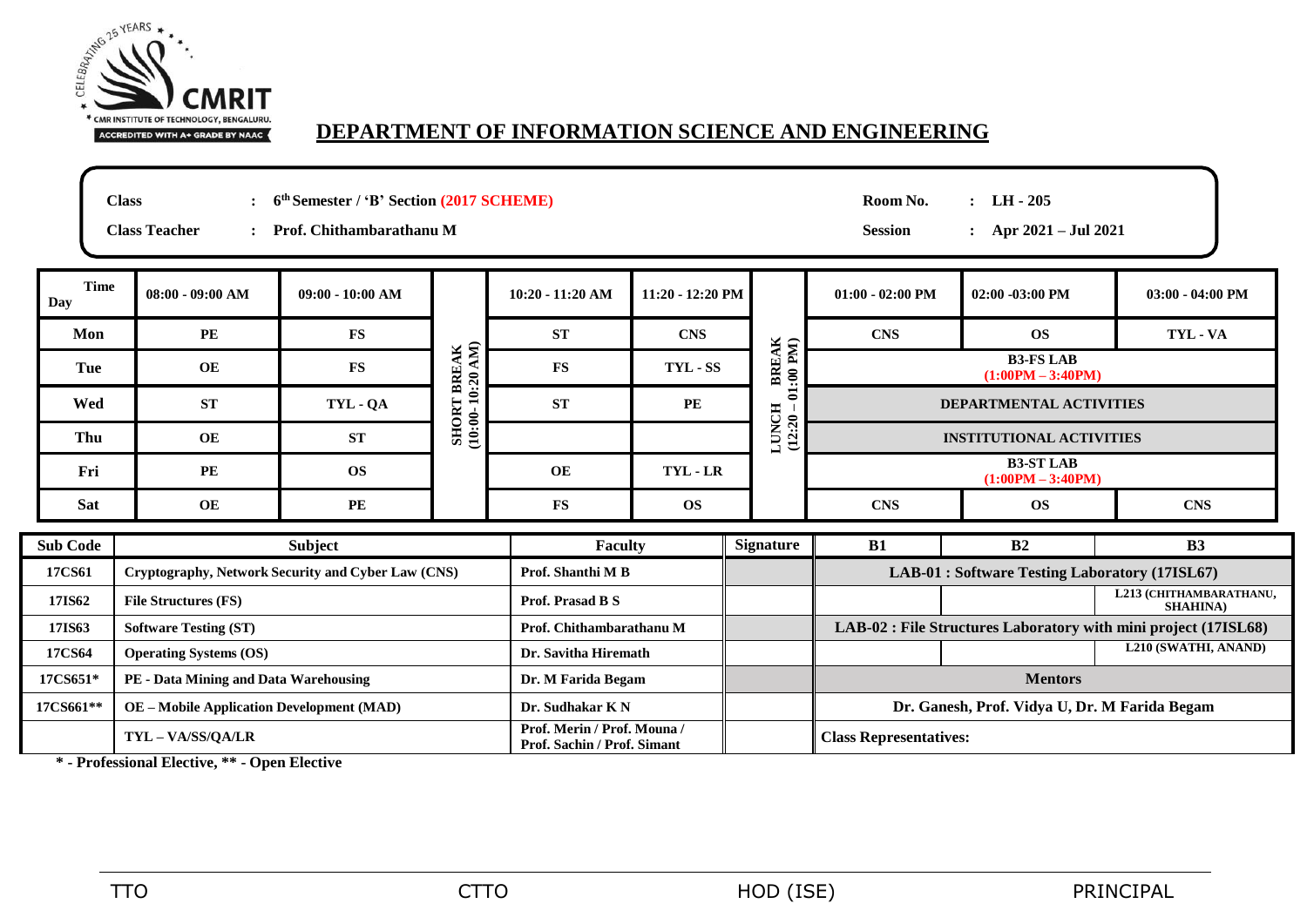CMRIT — CMR INSTITUTE OF TECHNOLOGY, BENGALURU. ACCREDITED WITH A+ GRADE BY NAAC — CELEBRATING 25 YEARS

## DEPARTMENT OF INFORMATION SCIENCE AND ENGINEERING

**Class** : 6th Semester / 'B' Section (2017 SCHEME)

**Class Teacher** : Prof. Chithambarathanu M

**Room No.** : LH - 205

**Session** : Apr 2021 – Jul 2021

| Day / Time | 08:00 - 09:00 AM | 09:00 - 10:00 AM | | 10:20 - 11:20 AM | 11:20 - 12:20 PM | | 01:00 - 02:00 PM | 02:00 -03:00 PM | 03:00 - 04:00 PM |
|---|---|---|---|---|---|---|---|---|---|
| Mon | PE | FS | SHORT BREAK (10:00-10:20 AM) | ST | CNS | LUNCH BREAK (12:20 – 01:00 PM) | CNS | OS | TYL - VA |
| Tue | OE | FS | | FS | TYL - SS | | B3-FS LAB (1:00PM – 3:40PM) | | |
| Wed | ST | TYL - QA | | ST | PE | | DEPARTMENTAL ACTIVITIES | | |
| Thu | OE | ST | | | | | INSTITUTIONAL ACTIVITIES | | |
| Fri | PE | OS | | OE | TYL - LR | | B3-ST LAB (1:00PM – 3:40PM) | | |
| Sat | OE | PE | | FS | OS | | CNS | OS | CNS |

| Sub Code | Subject | Faculty | Signature | B1 | B2 | B3 |
|---|---|---|---|---|---|---|
| 17CS61 | Cryptography, Network Security and Cyber Law (CNS) | Prof. Shanthi M B | | LAB-01 : Software Testing Laboratory (17ISL67) | | |
| 17IS62 | File Structures (FS) | Prof. Prasad B S | | | | L213 (CHITHAMBARATHANU, SHAHINA) |
| 17IS63 | Software Testing (ST) | Prof. Chithambarathanu M | | LAB-02 : File Structures Laboratory with mini project (17ISL68) | | |
| 17CS64 | Operating Systems (OS) | Dr. Savitha Hiremath | | | | L210 (SWATHI, ANAND) |
| 17CS651* | PE - Data Mining and Data Warehousing | Dr. M Farida Begam | | Mentors | | |
| 17CS661** | OE – Mobile Application Development (MAD) | Dr. Sudhakar K N | | Dr. Ganesh, Prof. Vidya U, Dr. M Farida Begam | | |
| | TYL – VA/SS/QA/LR | Prof. Merin / Prof. Mouna / Prof. Sachin / Prof. Simant | | Class Representatives: | | |

**\* - Professional Elective, ** - Open Elective**

TTO CTTO HOD (ISE) PRINCIPAL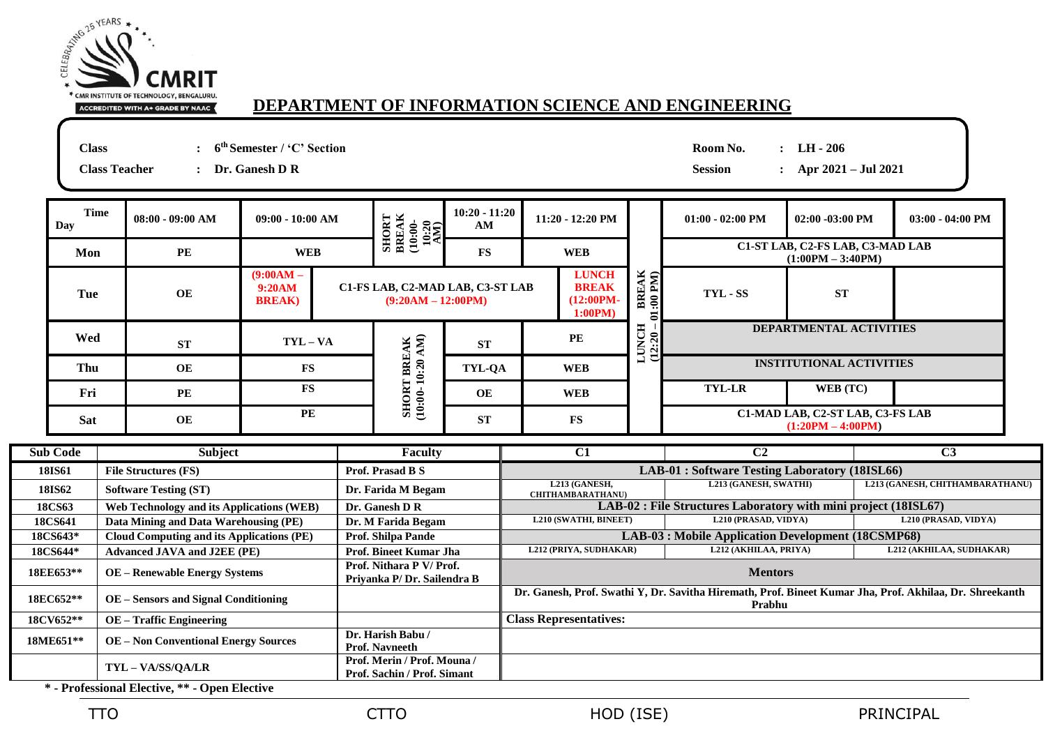CELEBRATING 25 YEARS

CMRIT

CMR INSTITUTE OF TECHNOLOGY, BENGALURU.

ACCREDITED WITH A+ GRADE BY NAAC

# DEPARTMENT OF INFORMATION SCIENCE AND ENGINEERING

| | | | |
|---|---|---|---|
| **Class** | : 6th Semester / 'C' Section | **Room No.** | : LH - 206 |
| **Class Teacher** | : Dr. Ganesh D R | **Session** | : Apr 2021 – Jul 2021 |

| Day / Time | 08:00 - 09:00 AM | 09:00 - 10:00 AM | SHORT BREAK (10:00-10:20 AM) | 10:20 - 11:20 AM | 11:20 - 12:20 PM | LUNCH BREAK (12:20 – 01:00 PM) | 01:00 - 02:00 PM | 02:00 -03:00 PM | 03:00 - 04:00 PM |
|---|---|---|---|---|---|---|---|---|---|
| **Mon** | PE | WEB | | FS | WEB | | C1-ST LAB, C2-FS LAB, C3-MAD LAB (1:00PM – 3:40PM) | | |
| **Tue** | OE | (9:00AM – 9:20AM BREAK) C1-FS LAB, C2-MAD LAB, C3-ST LAB (9:20AM – 12:00PM) | | | LUNCH BREAK (12:00PM-1:00PM) | | TYL - SS | ST | |
| **Wed** | ST | TYL – VA | SHORT BREAK (10:00-10:20 AM) | ST | PE | | DEPARTMENTAL ACTIVITIES | | |
| **Thu** | OE | FS | | TYL-QA | WEB | | INSTITUTIONAL ACTIVITIES | | |
| **Fri** | PE | FS | | OE | WEB | | TYL-LR | WEB (TC) | |
| **Sat** | OE | PE | | ST | FS | | C1-MAD LAB, C2-ST LAB, C3-FS LAB (1:20PM – 4:00PM) | | |

| Sub Code | Subject | Faculty |
|---|---|---|
| 18IS61 | File Structures (FS) | Prof. Prasad B S |
| 18IS62 | Software Testing (ST) | Dr. Farida M Begam |
| 18CS63 | Web Technology and its Applications (WEB) | Dr. Ganesh D R |
| 18CS641 | Data Mining and Data Warehousing (PE) | Dr. M Farida Begam |
| 18CS643* | Cloud Computing and its Applications (PE) | Prof. Shilpa Pande |
| 18CS644* | Advanced JAVA and J2EE (PE) | Prof. Bineet Kumar Jha |
| 18EE653** | OE – Renewable Energy Systems | Prof. Nithara P V/ Prof. Priyanka P/ Dr. Sailendra B |
| 18EC652** | OE – Sensors and Signal Conditioning | |
| 18CV652** | OE – Traffic Engineering | |
| 18ME651** | OE – Non Conventional Energy Sources | Dr. Harish Babu / Prof. Navneeth |
| | TYL – VA/SS/QA/LR | Prof. Merin / Prof. Mouna / Prof. Sachin / Prof. Simant |

| C1 | C2 | C3 |
|---|---|---|
| **LAB-01 : Software Testing Laboratory (18ISL66)** | | |
| L213 (GANESH, CHITHAMBARATHANU) | L213 (GANESH, SWATHI) | L213 (GANESH, CHITHAMBARATHANU) |
| **LAB-02 : File Structures Laboratory with mini project (18ISL67)** | | |
| L210 (SWATHI, BINEET) | L210 (PRASAD, VIDYA) | L210 (PRASAD, VIDYA) |
| **LAB-03 : Mobile Application Development (18CSMP68)** | | |
| L212 (PRIYA, SUDHAKAR) | L212 (AKHILAA, PRIYA) | L212 (AKHILAA, SUDHAKAR) |
| **Mentors** | | |
| Dr. Ganesh, Prof. Swathi Y, Dr. Savitha Hiremath, Prof. Bineet Kumar Jha, Prof. Akhilaa, Dr. Shreekanth Prabhu | | |
| **Class Representatives:** | | |

**\* - Professional Elective, \*\* - Open Elective**

TTO CTTO HOD (ISE) PRINCIPAL